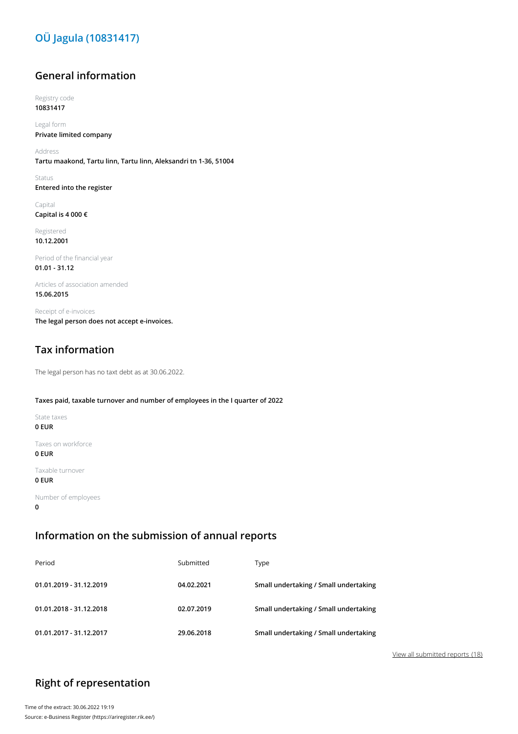# OÜ Jagula (10831417)

## General information

Registry code
**10831417**

Legal form
**Private limited company**

Address
**Tartu maakond, Tartu linn, Tartu linn, Aleksandri tn 1-36, 51004**

Status
**Entered into the register**

Capital
**Capital is 4 000 €**

Registered
**10.12.2001**

Period of the financial year
**01.01 - 31.12**

Articles of association amended
**15.06.2015**

Receipt of e-invoices
**The legal person does not accept e-invoices.**

## Tax information

The legal person has no taxt debt as at 30.06.2022.

**Taxes paid, taxable turnover and number of employees in the I quarter of 2022**

State taxes
**0 EUR**

Taxes on workforce
**0 EUR**

Taxable turnover
**0 EUR**

Number of employees
**0**

## Information on the submission of annual reports

| Period | Submitted | Type |
|---|---|---|
| **01.01.2019 - 31.12.2019** | **04.02.2021** | **Small undertaking / Small undertaking** |
| **01.01.2018 - 31.12.2018** | **02.07.2019** | **Small undertaking / Small undertaking** |
| **01.01.2017 - 31.12.2017** | **29.06.2018** | **Small undertaking / Small undertaking** |

View all submitted reports (18)

## Right of representation

Time of the extract: 30.06.2022 19:19
Source: e-Business Register (https://ariregister.rik.ee/)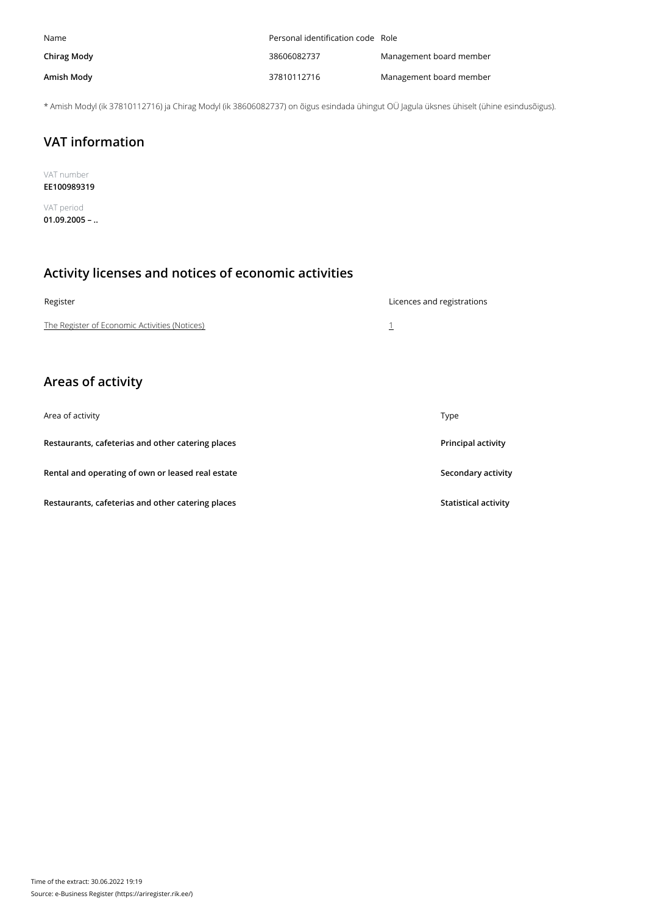| Name | Personal identification code | Role |
| --- | --- | --- |
| **Chirag Mody** | 38606082737 | Management board member |
| **Amish Mody** | 37810112716 | Management board member |

* Amish Modyl (ik 37810112716) ja Chirag Modyl (ik 38606082737) on õigus esindada ühingut OÜ Jagula üksnes ühiselt (ühine esindusõigus).

## VAT information

VAT number
**EE100989319**

VAT period
**01.09.2005 – ..**

## Activity licenses and notices of economic activities

| Register | Licences and registrations |
| --- | --- |
| The Register of Economic Activities (Notices) | 1 |

## Areas of activity

| Area of activity | Type |
| --- | --- |
| **Restaurants, cafeterias and other catering places** | **Principal activity** |
| **Rental and operating of own or leased real estate** | **Secondary activity** |
| **Restaurants, cafeterias and other catering places** | **Statistical activity** |

Time of the extract: 30.06.2022 19:19
Source: e-Business Register (https://ariregister.rik.ee/)